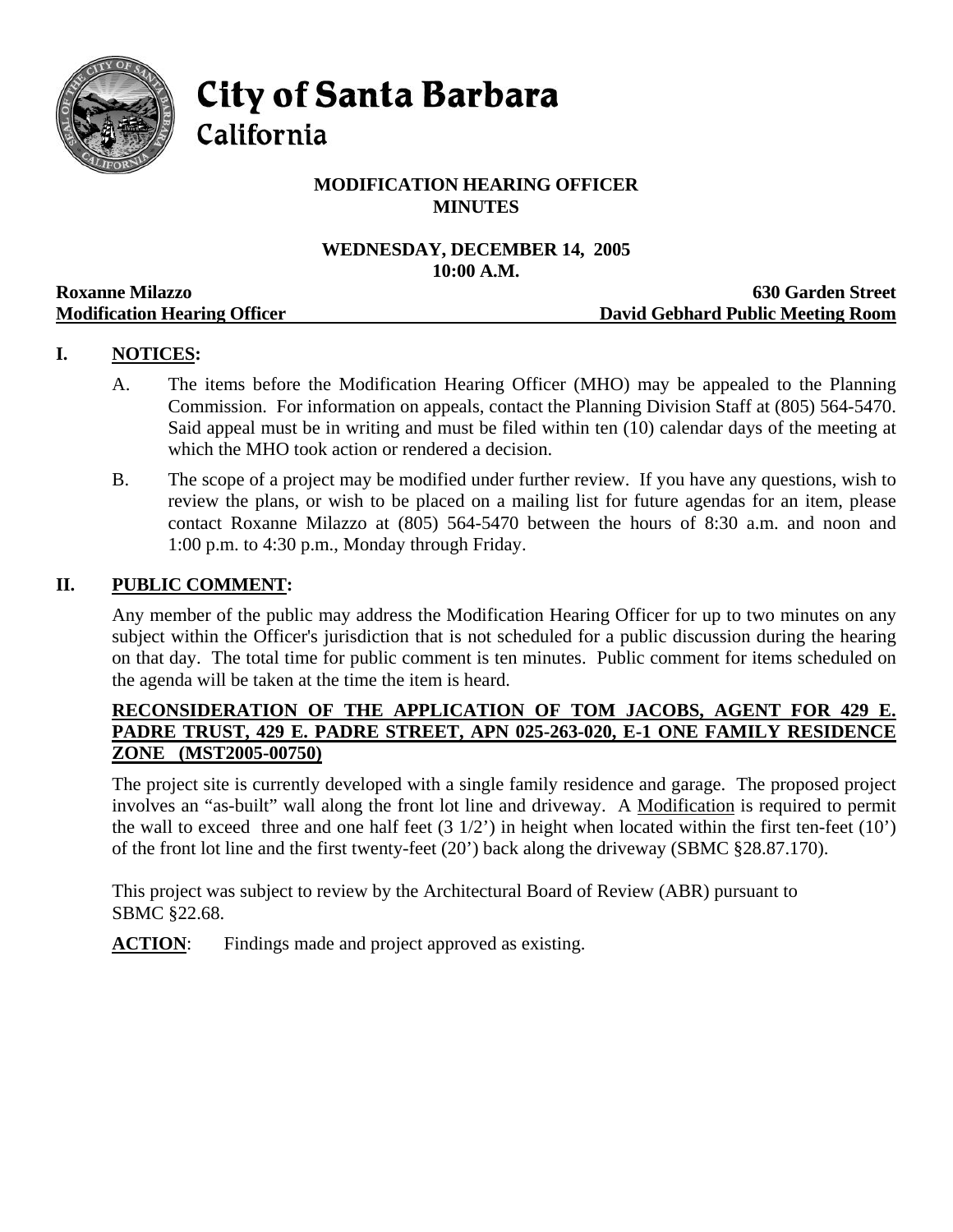# City of Santa Barbara
## California

**MODIFICATION HEARING OFFICER**
**MINUTES**

**WEDNESDAY, DECEMBER 14, 2005**
**10:00 A.M.**

**Roxanne Milazzo** — **630 Garden Street**
**Modification Hearing Officer** — **David Gebhard Public Meeting Room**

## I. NOTICES:

A. The items before the Modification Hearing Officer (MHO) may be appealed to the Planning Commission. For information on appeals, contact the Planning Division Staff at (805) 564-5470. Said appeal must be in writing and must be filed within ten (10) calendar days of the meeting at which the MHO took action or rendered a decision.

B. The scope of a project may be modified under further review. If you have any questions, wish to review the plans, or wish to be placed on a mailing list for future agendas for an item, please contact Roxanne Milazzo at (805) 564-5470 between the hours of 8:30 a.m. and noon and 1:00 p.m. to 4:30 p.m., Monday through Friday.

## II. PUBLIC COMMENT:

Any member of the public may address the Modification Hearing Officer for up to two minutes on any subject within the Officer's jurisdiction that is not scheduled for a public discussion during the hearing on that day. The total time for public comment is ten minutes. Public comment for items scheduled on the agenda will be taken at the time the item is heard.

**RECONSIDERATION OF THE APPLICATION OF TOM JACOBS, AGENT FOR 429 E. PADRE TRUST, 429 E. PADRE STREET, APN 025-263-020, E-1 ONE FAMILY RESIDENCE ZONE (MST2005-00750)**

The project site is currently developed with a single family residence and garage. The proposed project involves an "as-built" wall along the front lot line and driveway. A Modification is required to permit the wall to exceed three and one half feet (3 1/2') in height when located within the first ten-feet (10') of the front lot line and the first twenty-feet (20') back along the driveway (SBMC §28.87.170).

This project was subject to review by the Architectural Board of Review (ABR) pursuant to SBMC §22.68.

**ACTION**: Findings made and project approved as existing.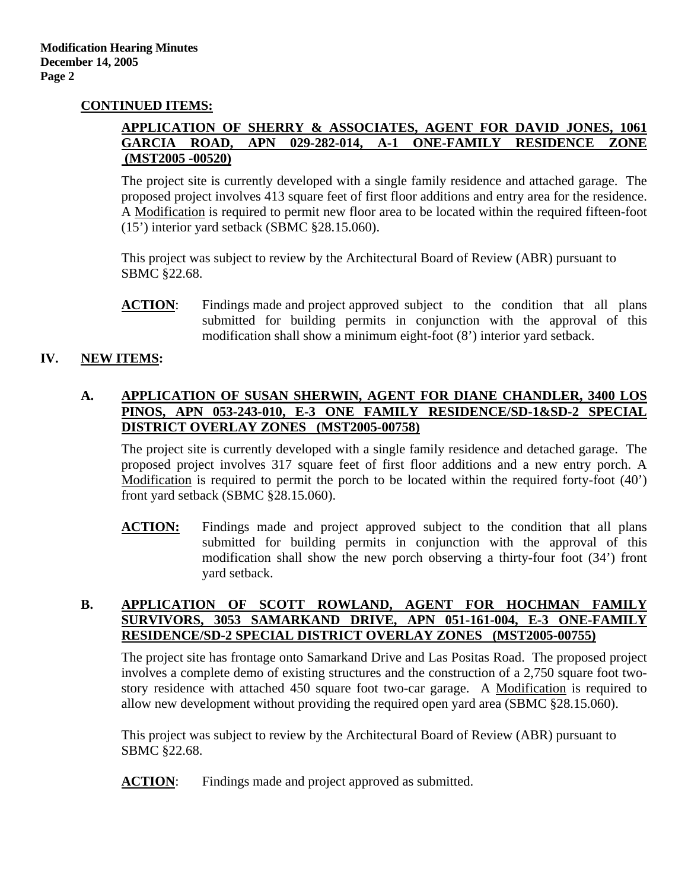**CONTINUED ITEMS:**

**APPLICATION OF SHERRY & ASSOCIATES, AGENT FOR DAVID JONES, 1061 GARCIA ROAD, APN 029-282-014, A-1 ONE-FAMILY RESIDENCE ZONE (MST2005 -00520)**

The project site is currently developed with a single family residence and attached garage. The proposed project involves 413 square feet of first floor additions and entry area for the residence. A Modification is required to permit new floor area to be located within the required fifteen-foot (15') interior yard setback (SBMC §28.15.060).

This project was subject to review by the Architectural Board of Review (ABR) pursuant to SBMC §22.68.

**ACTION**: Findings made and project approved subject to the condition that all plans submitted for building permits in conjunction with the approval of this modification shall show a minimum eight-foot (8') interior yard setback.

## IV. NEW ITEMS:

### A. APPLICATION OF SUSAN SHERWIN, AGENT FOR DIANE CHANDLER, 3400 LOS PINOS, APN 053-243-010, E-3 ONE FAMILY RESIDENCE/SD-1&SD-2 SPECIAL DISTRICT OVERLAY ZONES (MST2005-00758)

The project site is currently developed with a single family residence and detached garage. The proposed project involves 317 square feet of first floor additions and a new entry porch. A Modification is required to permit the porch to be located within the required forty-foot (40') front yard setback (SBMC §28.15.060).

**ACTION:** Findings made and project approved subject to the condition that all plans submitted for building permits in conjunction with the approval of this modification shall show the new porch observing a thirty-four foot (34') front yard setback.

### B. APPLICATION OF SCOTT ROWLAND, AGENT FOR HOCHMAN FAMILY SURVIVORS, 3053 SAMARKAND DRIVE, APN 051-161-004, E-3 ONE-FAMILY RESIDENCE/SD-2 SPECIAL DISTRICT OVERLAY ZONES (MST2005-00755)

The project site has frontage onto Samarkand Drive and Las Positas Road. The proposed project involves a complete demo of existing structures and the construction of a 2,750 square foot two-story residence with attached 450 square foot two-car garage. A Modification is required to allow new development without providing the required open yard area (SBMC §28.15.060).

This project was subject to review by the Architectural Board of Review (ABR) pursuant to SBMC §22.68.

**ACTION**: Findings made and project approved as submitted.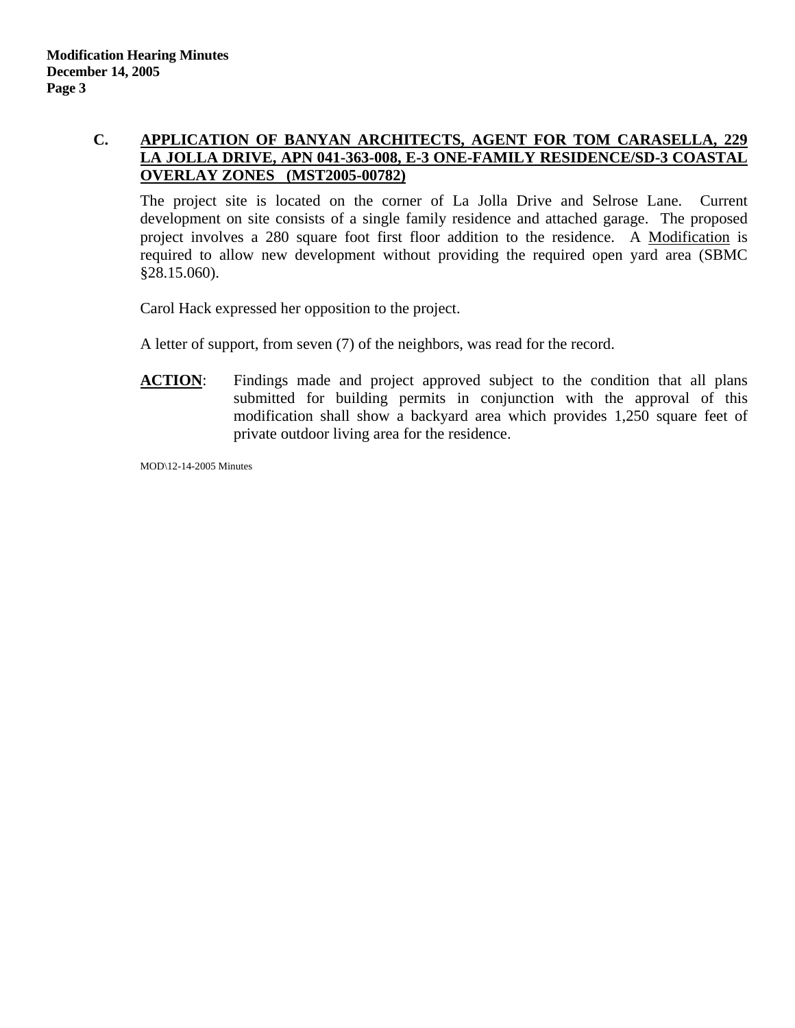## C. APPLICATION OF BANYAN ARCHITECTS, AGENT FOR TOM CARASELLA, 229 LA JOLLA DRIVE, APN 041-363-008, E-3 ONE-FAMILY RESIDENCE/SD-3 COASTAL OVERLAY ZONES (MST2005-00782)

The project site is located on the corner of La Jolla Drive and Selrose Lane. Current development on site consists of a single family residence and attached garage. The proposed project involves a 280 square foot first floor addition to the residence. A Modification is required to allow new development without providing the required open yard area (SBMC §28.15.060).

Carol Hack expressed her opposition to the project.

A letter of support, from seven (7) of the neighbors, was read for the record.

**ACTION**: Findings made and project approved subject to the condition that all plans submitted for building permits in conjunction with the approval of this modification shall show a backyard area which provides 1,250 square feet of private outdoor living area for the residence.

MOD\12-14-2005 Minutes